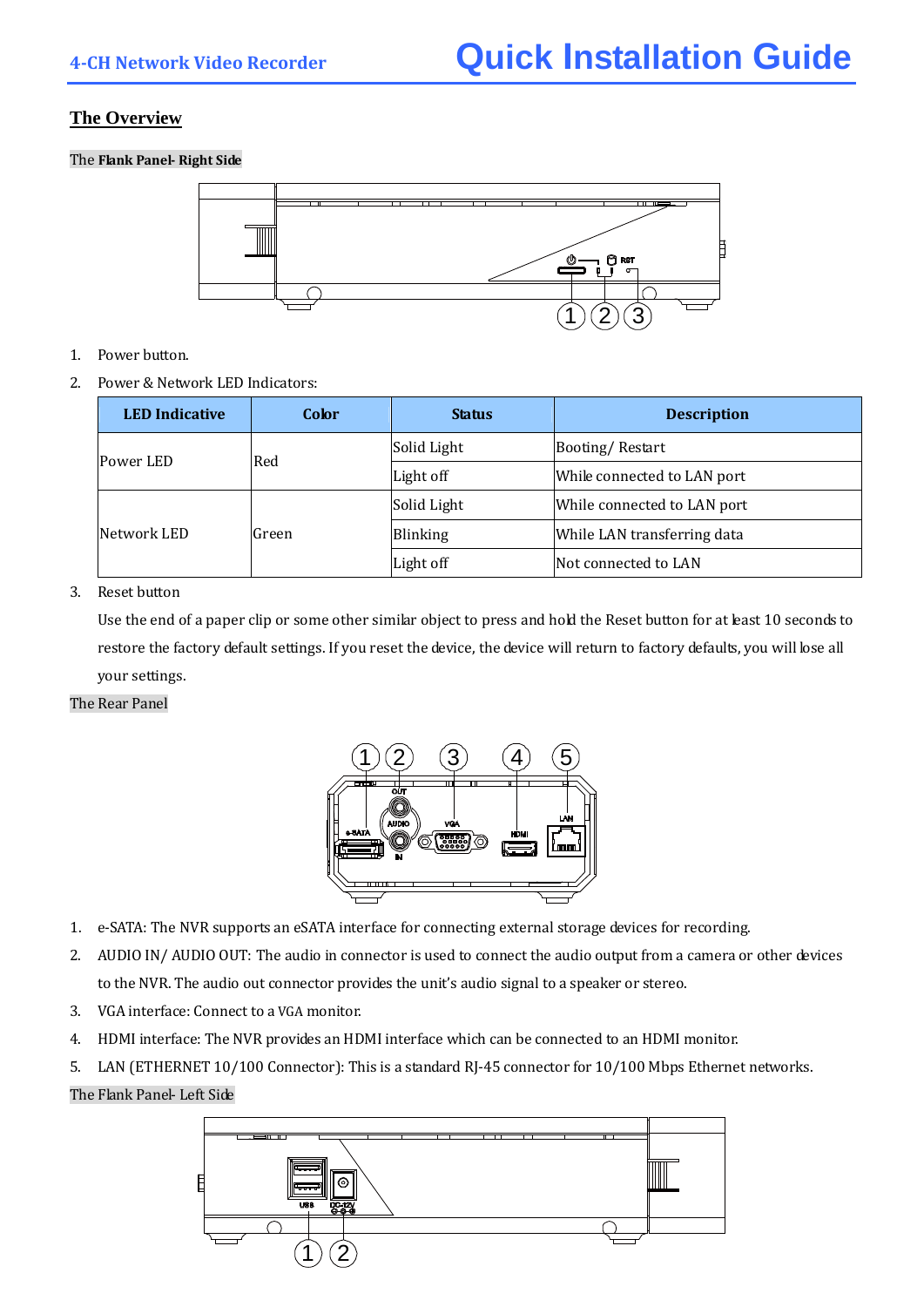## The Overview

The **Flank Panel- Right Side**

1. Power button.
2. Power & Network LED Indicators:

| LED Indicative | Color | Status | Description |
|---|---|---|---|
| Power LED | Red | Solid Light | Booting/ Restart |
| | | Light off | While connected to LAN port |
| Network LED | Green | Solid Light | While connected to LAN port |
| | | Blinking | While LAN transferring data |
| | | Light off | Not connected to LAN |

3. Reset button

   Use the end of a paper clip or some other similar object to press and hold the Reset button for at least 10 seconds to restore the factory default settings. If you reset the device, the device will return to factory defaults, you will lose all your settings.

The Rear Panel

1. e-SATA: The NVR supports an eSATA interface for connecting external storage devices for recording.
2. AUDIO IN/ AUDIO OUT: The audio in connector is used to connect the audio output from a camera or other devices to the NVR. The audio out connector provides the unit's audio signal to a speaker or stereo.
3. VGA interface: Connect to a VGA monitor.
4. HDMI interface: The NVR provides an HDMI interface which can be connected to an HDMI monitor.
5. LAN (ETHERNET 10/100 Connector): This is a standard RJ-45 connector for 10/100 Mbps Ethernet networks.

The Flank Panel- Left Side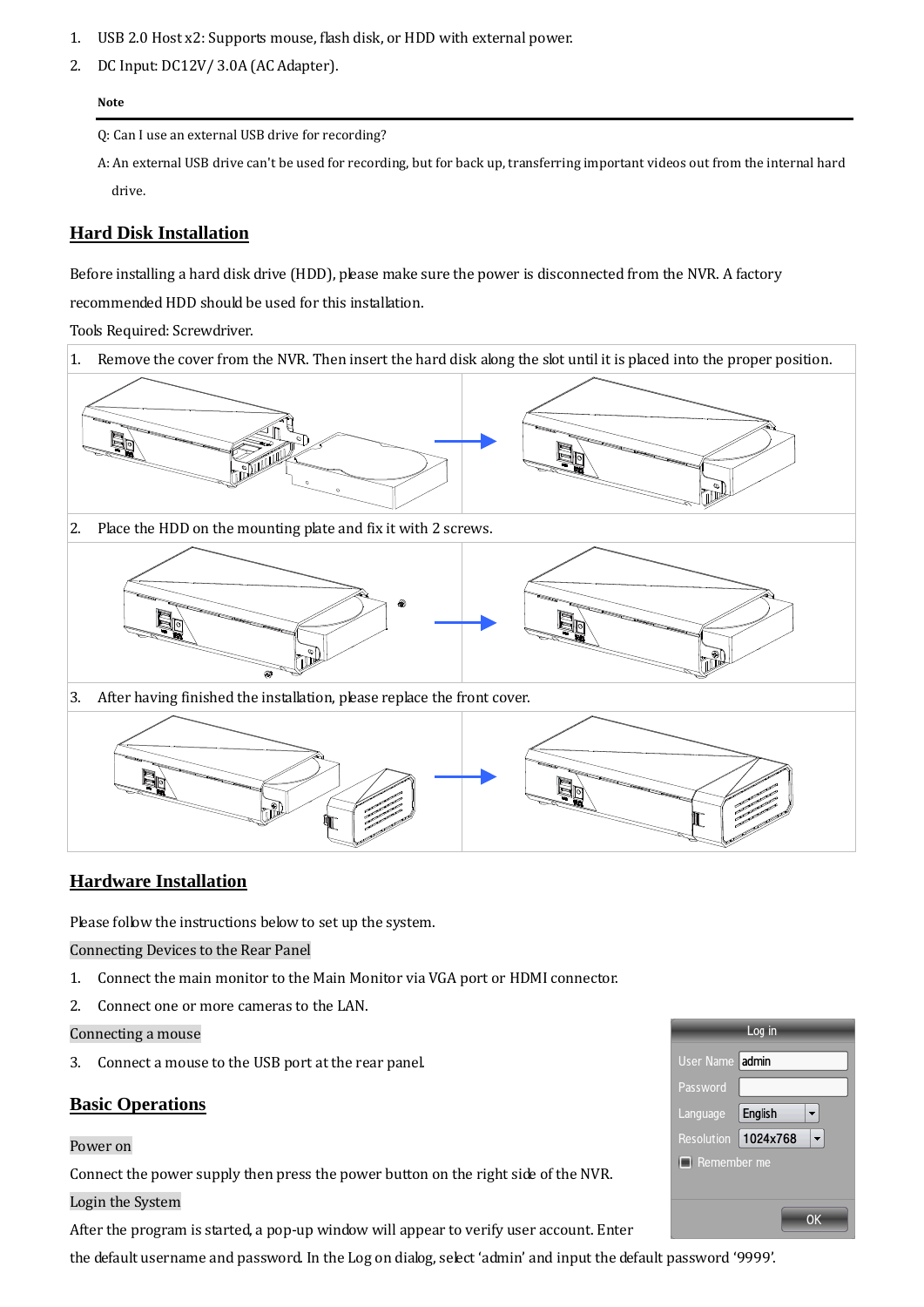1. USB 2.0 Host x2: Supports mouse, flash disk, or HDD with external power.
2. DC Input: DC12V/ 3.0A (AC Adapter).

**Note**

Q: Can I use an external USB drive for recording?

A: An external USB drive can't be used for recording, but for back up, transferring important videos out from the internal hard drive.

## Hard Disk Installation

Before installing a hard disk drive (HDD), please make sure the power is disconnected from the NVR. A factory recommended HDD should be used for this installation.

Tools Required: Screwdriver.

1. Remove the cover from the NVR. Then insert the hard disk along the slot until it is placed into the proper position.
2. Place the HDD on the mounting plate and fix it with 2 screws.
3. After having finished the installation, please replace the front cover.

## Hardware Installation

Please follow the instructions below to set up the system.

Connecting Devices to the Rear Panel

1. Connect the main monitor to the Main Monitor via VGA port or HDMI connector.
2. Connect one or more cameras to the LAN.

Connecting a mouse

3. Connect a mouse to the USB port at the rear panel.

## Basic Operations

Power on

Connect the power supply then press the power button on the right side of the NVR.

Login the System

After the program is started, a pop-up window will appear to verify user account. Enter the default username and password. In the Log on dialog, select 'admin' and input the default password '9999'.

Log in

User Name: admin

Password:

Language: English

Resolution: 1024x768

Remember me

OK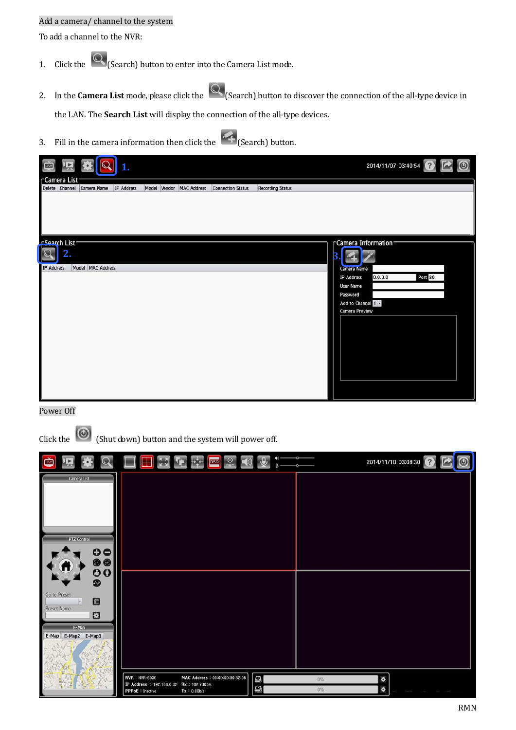Add a camera/ channel to the system

To add a channel to the NVR:

1. Click the (Search) button to enter into the Camera List mode.

2. In the **Camera List** mode, please click the (Search) button to discover the connection of the all-type device in the LAN. The **Search List** will display the connection of the all-type devices.

3. Fill in the camera information then click the (Search) button.

Power Off

Click the (Shut down) button and the system will power off.